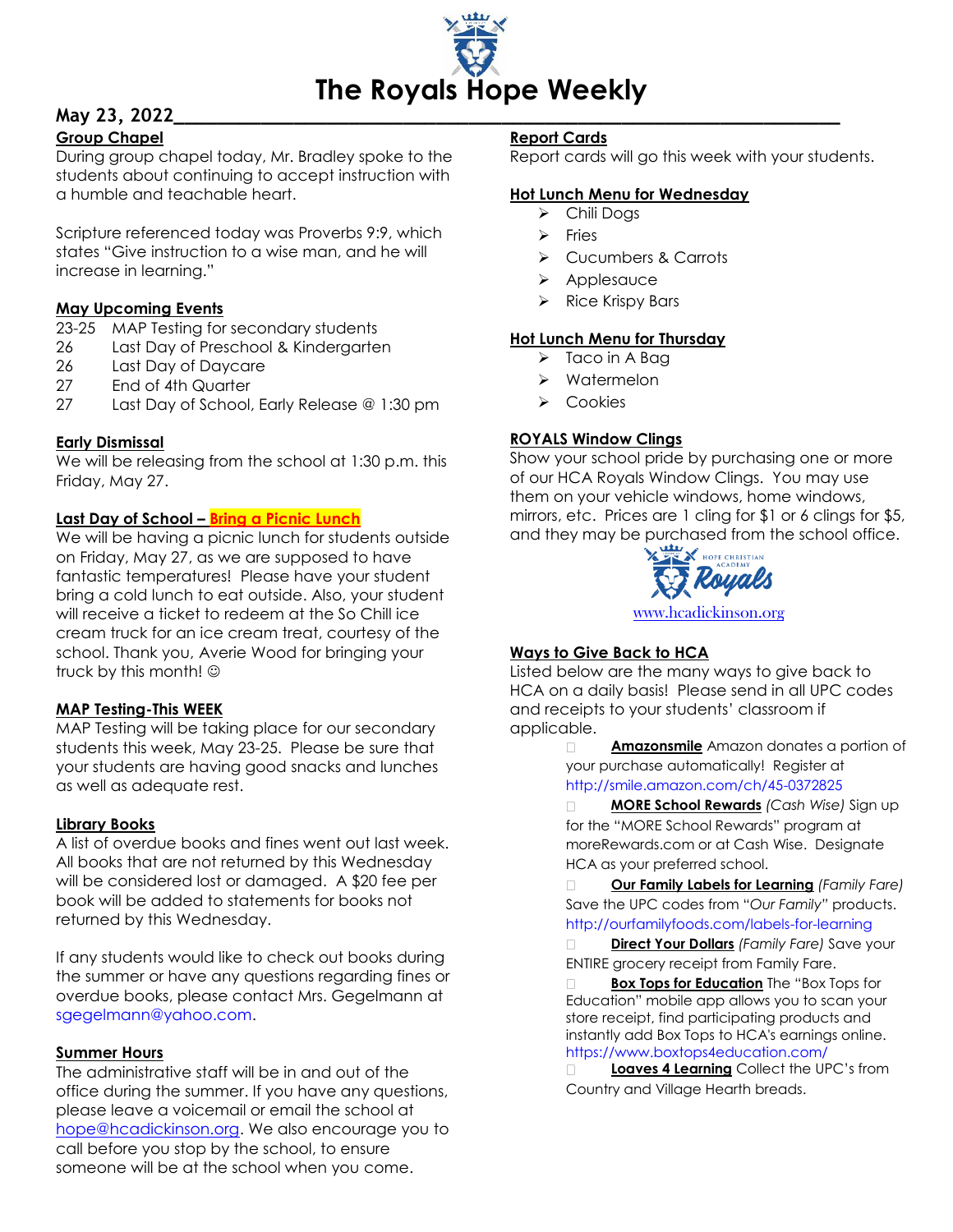# The Royals Hope Weekly

**May 23, 2022**

## Group Chapel

During group chapel today, Mr. Bradley spoke to the students about continuing to accept instruction with a humble and teachable heart.

Scripture referenced today was Proverbs 9:9, which states "Give instruction to a wise man, and he will increase in learning."

## May Upcoming Events

- 23-25 MAP Testing for secondary students
- 26 Last Day of Preschool & Kindergarten
- 26 Last Day of Daycare
- 27 End of 4th Quarter
- 27 Last Day of School, Early Release @ 1:30 pm

## Early Dismissal

We will be releasing from the school at 1:30 p.m. this Friday, May 27.

## Last Day of School – Bring a Picnic Lunch

We will be having a picnic lunch for students outside on Friday, May 27, as we are supposed to have fantastic temperatures! Please have your student bring a cold lunch to eat outside. Also, your student will receive a ticket to redeem at the So Chill ice cream truck for an ice cream treat, courtesy of the school. Thank you, Averie Wood for bringing your truck by this month! ☺

## MAP Testing-This WEEK

MAP Testing will be taking place for our secondary students this week, May 23-25. Please be sure that your students are having good snacks and lunches as well as adequate rest.

## Library Books

A list of overdue books and fines went out last week. All books that are not returned by this Wednesday will be considered lost or damaged. A $20 fee per book will be added to statements for books not returned by this Wednesday.

If any students would like to check out books during the summer or have any questions regarding fines or overdue books, please contact Mrs. Gegelmann at sgegelmann@yahoo.com.

## Summer Hours

The administrative staff will be in and out of the office during the summer. If you have any questions, please leave a voicemail or email the school at hope@hcadickinson.org. We also encourage you to call before you stop by the school, to ensure someone will be at the school when you come.

## Report Cards

Report cards will go this week with your students.

## Hot Lunch Menu for Wednesday

- Chili Dogs
- Fries
- Cucumbers & Carrots
- Applesauce
- Rice Krispy Bars

## Hot Lunch Menu for Thursday

- Taco in A Bag
- Watermelon
- Cookies

## ROYALS Window Clings

Show your school pride by purchasing one or more of our HCA Royals Window Clings. You may use them on your vehicle windows, home windows, mirrors, etc. Prices are 1 cling for $1 or 6 clings for $5, and they may be purchased from the school office.

www.hcadickinson.org

## Ways to Give Back to HCA

Listed below are the many ways to give back to HCA on a daily basis! Please send in all UPC codes and receipts to your students' classroom if applicable.

- **Amazonsmile** Amazon donates a portion of your purchase automatically! Register at http://smile.amazon.com/ch/45-0372825
- **MORE School Rewards** *(Cash Wise)* Sign up for the "MORE School Rewards" program at moreRewards.com or at Cash Wise. Designate HCA as your preferred school.
- **Our Family Labels for Learning** *(Family Fare)* Save the UPC codes from "*Our Family*" products. http://ourfamilyfoods.com/labels-for-learning
- **Direct Your Dollars** *(Family Fare)* Save your ENTIRE grocery receipt from Family Fare.
- **Box Tops for Education** The "Box Tops for Education" mobile app allows you to scan your store receipt, find participating products and instantly add Box Tops to HCA's earnings online. https://www.boxtops4education.com/
- **Loaves 4 Learning** Collect the UPC's from Country and Village Hearth breads.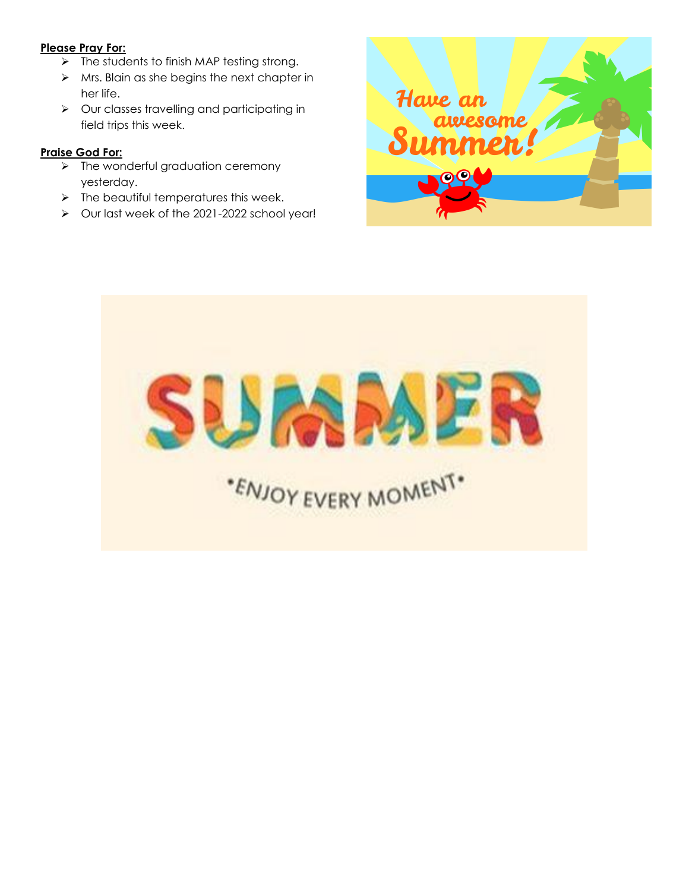**Please Pray For:**

- The students to finish MAP testing strong.
- Mrs. Blain as she begins the next chapter in her life.
- Our classes travelling and participating in field trips this week.

**Praise God For:**

- The wonderful graduation ceremony yesterday.
- The beautiful temperatures this week.
- Our last week of the 2021-2022 school year!